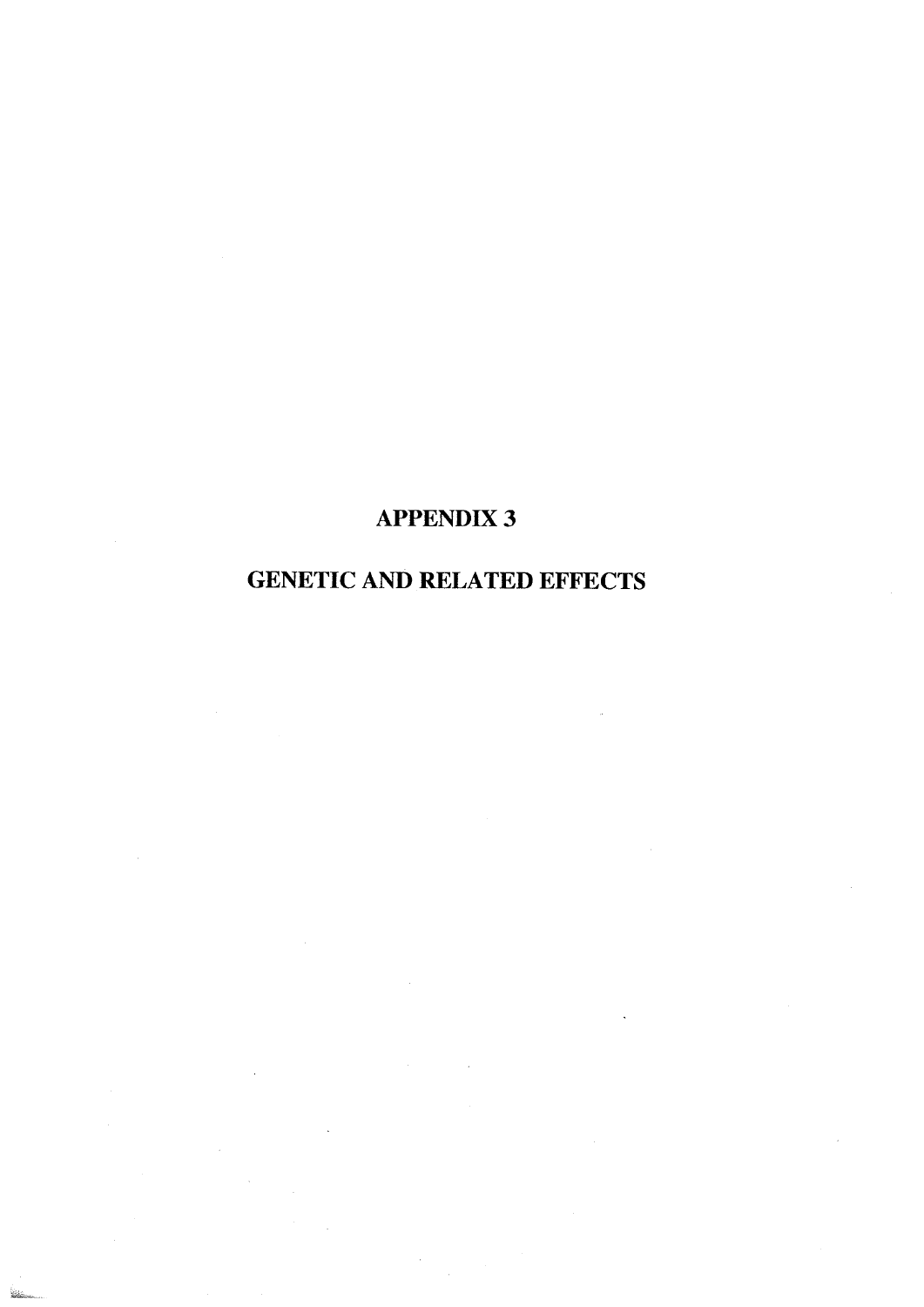# APPENDIX 3

# GENETIC AND RELATED EFFECTS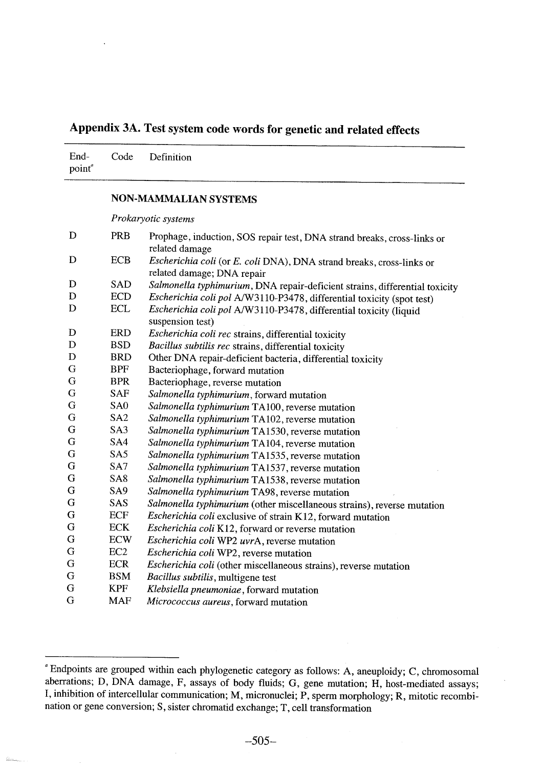## Appendix 3A. Test system code words for genetic and related effects

| End-point[a] | Code | Definition |
|---|---|---|
| | | **NON-MAMMALIAN SYSTEMS** |
| | | *Prokaryotic systems* |
| D | PRB | Prophage, induction, SOS repair test, DNA strand breaks, cross-links or related damage |
| D | ECB | *Escherichia coli* (or *E. coli* DNA), DNA strand breaks, cross-links or related damage; DNA repair |
| D | SAD | *Salmonella typhimurium*, DNA repair-deficient strains, differential toxicity |
| D | ECD | *Escherichia coli pol* A/W3110-P3478, differential toxicity (spot test) |
| D | ECL | *Escherichia coli pol* A/W3110-P3478, differential toxicity (liquid suspension test) |
| D | ERD | *Escherichia coli rec* strains, differential toxicity |
| D | BSD | *Bacillus subtilis rec* strains, differential toxicity |
| D | BRD | Other DNA repair-deficient bacteria, differential toxicity |
| G | BPF | Bacteriophage, forward mutation |
| G | BPR | Bacteriophage, reverse mutation |
| G | SAF | *Salmonella typhimurium*, forward mutation |
| G | SA0 | *Salmonella typhimurium* TA100, reverse mutation |
| G | SA2 | *Salmonella typhimurium* TA102, reverse mutation |
| G | SA3 | *Salmonella typhimurium* TA1530, reverse mutation |
| G | SA4 | *Salmonella typhimurium* TA104, reverse mutation |
| G | SA5 | *Salmonella typhimurium* TA1535, reverse mutation |
| G | SA7 | *Salmonella typhimurium* TA1537, reverse mutation |
| G | SA8 | *Salmonella typhimurium* TA1538, reverse mutation |
| G | SA9 | *Salmonella typhimurium* TA98, reverse mutation |
| G | SAS | *Salmonella typhimurium* (other miscellaneous strains), reverse mutation |
| G | ECF | *Escherichia coli* exclusive of strain K12, forward mutation |
| G | ECK | *Escherichia coli* K12, forward or reverse mutation |
| G | ECW | *Escherichia coli* WP2 *uvr*A, reverse mutation |
| G | EC2 | *Escherichia coli* WP2, reverse mutation |
| G | ECR | *Escherichia coli* (other miscellaneous strains), reverse mutation |
| G | BSM | *Bacillus subtilis*, multigene test |
| G | KPF | *Klebsiella pneumoniae*, forward mutation |
| G | MAF | *Micrococcus aureus*, forward mutation |

[a] Endpoints are grouped within each phylogenetic category as follows: A, aneuploidy; C, chromosomal aberrations; D, DNA damage, F, assays of body fluids; G, gene mutation; H, host-mediated assays; I, inhibition of intercellular communication; M, micronuclei; P, sperm morphology; R, mitotic recombination or gene conversion; S, sister chromatid exchange; T, cell transformation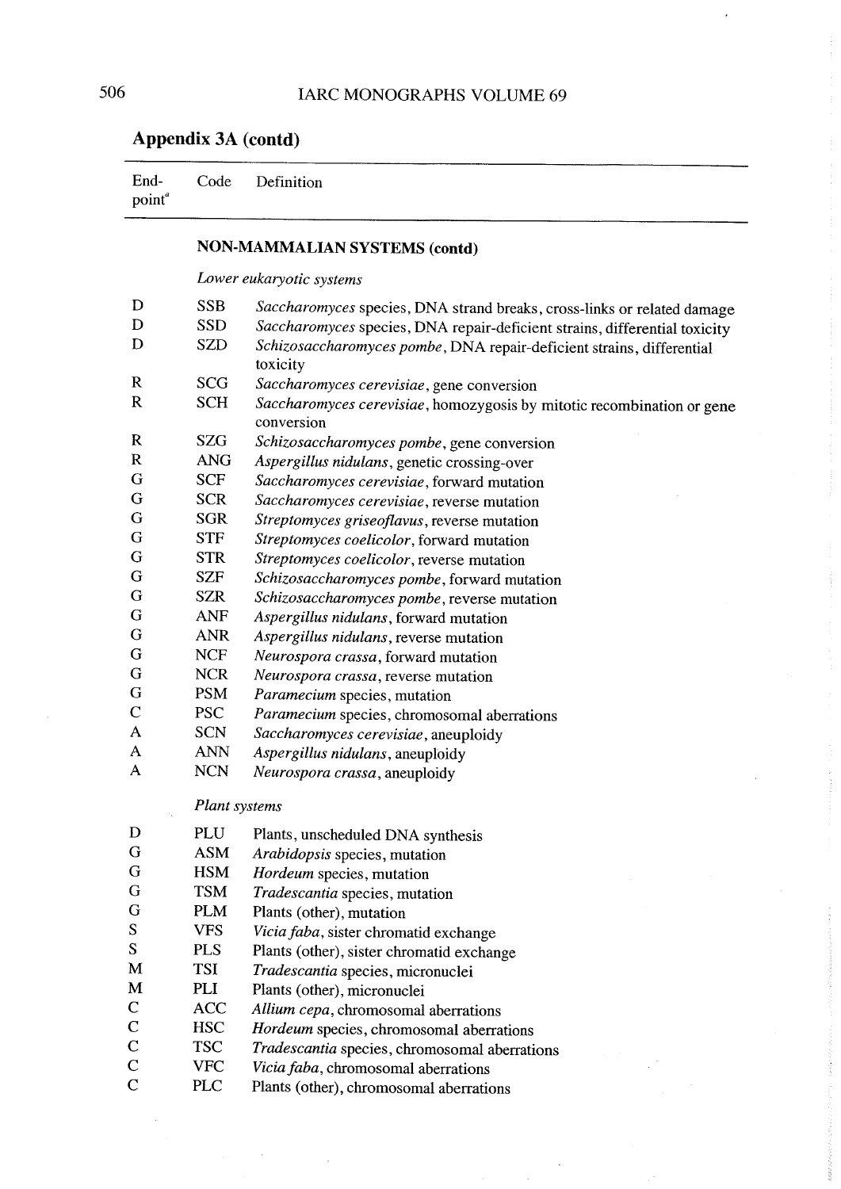## Appendix 3A (contd)

| End-point[a] | Code | Definition |
|---|---|---|
| | | **NON-MAMMALIAN SYSTEMS (contd)** |
| | | *Lower eukaryotic systems* |
| D | SSB | *Saccharomyces* species, DNA strand breaks, cross-links or related damage |
| D | SSD | *Saccharomyces* species, DNA repair-deficient strains, differential toxicity |
| D | SZD | *Schizosaccharomyces pombe*, DNA repair-deficient strains, differential toxicity |
| R | SCG | *Saccharomyces cerevisiae*, gene conversion |
| R | SCH | *Saccharomyces cerevisiae*, homozygosis by mitotic recombination or gene conversion |
| R | SZG | *Schizosaccharomyces pombe*, gene conversion |
| R | ANG | *Aspergillus nidulans*, genetic crossing-over |
| G | SCF | *Saccharomyces cerevisiae*, forward mutation |
| G | SCR | *Saccharomyces cerevisiae*, reverse mutation |
| G | SGR | *Streptomyces griseoflavus*, reverse mutation |
| G | STF | *Streptomyces coelicolor*, forward mutation |
| G | STR | *Streptomyces coelicolor*, reverse mutation |
| G | SZF | *Schizosaccharomyces pombe*, forward mutation |
| G | SZR | *Schizosaccharomyces pombe*, reverse mutation |
| G | ANF | *Aspergillus nidulans*, forward mutation |
| G | ANR | *Aspergillus nidulans*, reverse mutation |
| G | NCF | *Neurospora crassa*, forward mutation |
| G | NCR | *Neurospora crassa*, reverse mutation |
| G | PSM | *Paramecium* species, mutation |
| C | PSC | *Paramecium* species, chromosomal aberrations |
| A | SCN | *Saccharomyces cerevisiae*, aneuploidy |
| A | ANN | *Aspergillus nidulans*, aneuploidy |
| A | NCN | *Neurospora crassa*, aneuploidy |
| | | *Plant systems* |
| D | PLU | Plants, unscheduled DNA synthesis |
| G | ASM | *Arabidopsis* species, mutation |
| G | HSM | *Hordeum* species, mutation |
| G | TSM | *Tradescantia* species, mutation |
| G | PLM | Plants (other), mutation |
| S | VFS | *Vicia faba*, sister chromatid exchange |
| S | PLS | Plants (other), sister chromatid exchange |
| M | TSI | *Tradescantia* species, micronuclei |
| M | PLI | Plants (other), micronuclei |
| C | ACC | *Allium cepa*, chromosomal aberrations |
| C | HSC | *Hordeum* species, chromosomal aberrations |
| C | TSC | *Tradescantia* species, chromosomal aberrations |
| C | VFC | *Vicia faba*, chromosomal aberrations |
| C | PLC | Plants (other), chromosomal aberrations |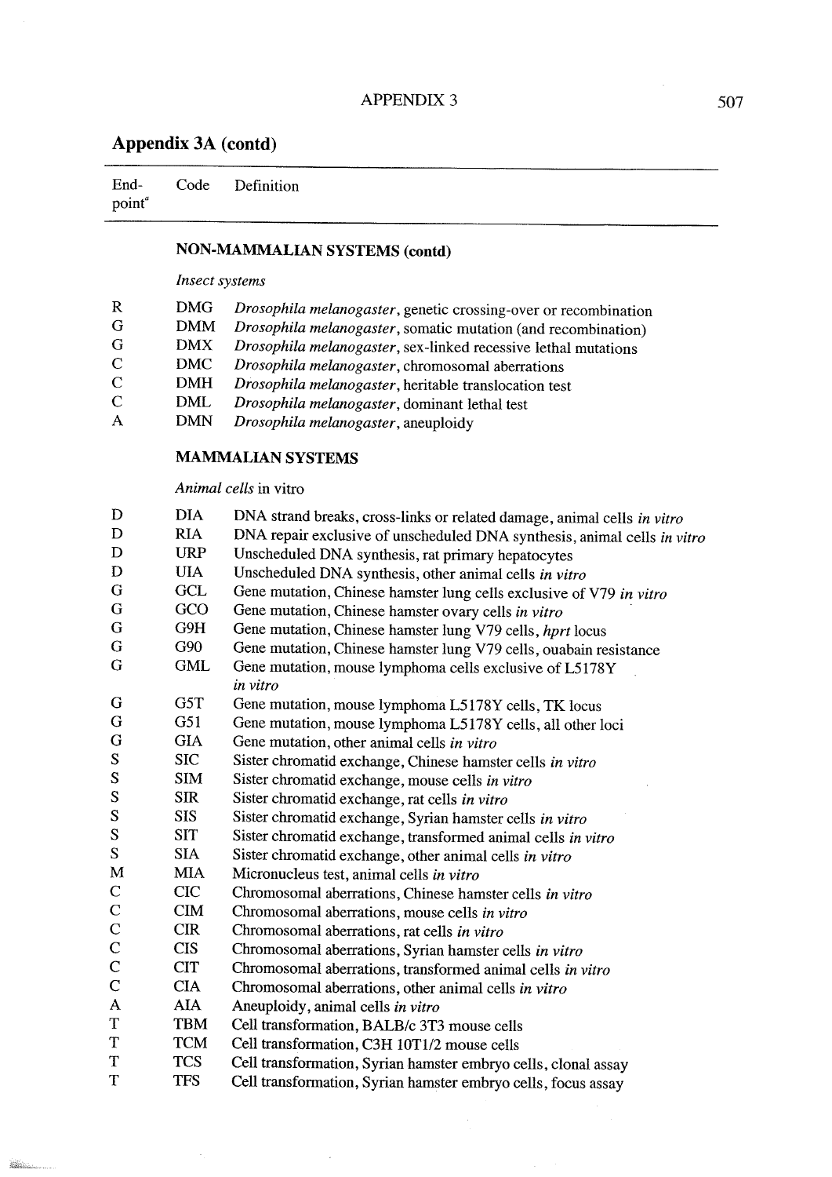## Appendix 3A (contd)

| End-point[a] | Code | Definition |
|---|---|---|
| | | **NON-MAMMALIAN SYSTEMS (contd)** |
| | | *Insect systems* |
| R | DMG | *Drosophila melanogaster*, genetic crossing-over or recombination |
| G | DMM | *Drosophila melanogaster*, somatic mutation (and recombination) |
| G | DMX | *Drosophila melanogaster*, sex-linked recessive lethal mutations |
| C | DMC | *Drosophila melanogaster*, chromosomal aberrations |
| C | DMH | *Drosophila melanogaster*, heritable translocation test |
| C | DML | *Drosophila melanogaster*, dominant lethal test |
| A | DMN | *Drosophila melanogaster*, aneuploidy |
| | | **MAMMALIAN SYSTEMS** |
| | | *Animal cells* in vitro |
| D | DIA | DNA strand breaks, cross-links or related damage, animal cells *in vitro* |
| D | RIA | DNA repair exclusive of unscheduled DNA synthesis, animal cells *in vitro* |
| D | URP | Unscheduled DNA synthesis, rat primary hepatocytes |
| D | UIA | Unscheduled DNA synthesis, other animal cells *in vitro* |
| G | GCL | Gene mutation, Chinese hamster lung cells exclusive of V79 *in vitro* |
| G | GCO | Gene mutation, Chinese hamster ovary cells *in vitro* |
| G | G9H | Gene mutation, Chinese hamster lung V79 cells, *hprt* locus |
| G | G90 | Gene mutation, Chinese hamster lung V79 cells, ouabain resistance |
| G | GML | Gene mutation, mouse lymphoma cells exclusive of L5178Y *in vitro* |
| G | G5T | Gene mutation, mouse lymphoma L5178Y cells, TK locus |
| G | G51 | Gene mutation, mouse lymphoma L5178Y cells, all other loci |
| G | GIA | Gene mutation, other animal cells *in vitro* |
| S | SIC | Sister chromatid exchange, Chinese hamster cells *in vitro* |
| S | SIM | Sister chromatid exchange, mouse cells *in vitro* |
| S | SIR | Sister chromatid exchange, rat cells *in vitro* |
| S | SIS | Sister chromatid exchange, Syrian hamster cells *in vitro* |
| S | SIT | Sister chromatid exchange, transformed animal cells *in vitro* |
| S | SIA | Sister chromatid exchange, other animal cells *in vitro* |
| M | MIA | Micronucleus test, animal cells *in vitro* |
| C | CIC | Chromosomal aberrations, Chinese hamster cells *in vitro* |
| C | CIM | Chromosomal aberrations, mouse cells *in vitro* |
| C | CIR | Chromosomal aberrations, rat cells *in vitro* |
| C | CIS | Chromosomal aberrations, Syrian hamster cells *in vitro* |
| C | CIT | Chromosomal aberrations, transformed animal cells *in vitro* |
| C | CIA | Chromosomal aberrations, other animal cells *in vitro* |
| A | AIA | Aneuploidy, animal cells *in vitro* |
| T | TBM | Cell transformation, BALB/c 3T3 mouse cells |
| T | TCM | Cell transformation, C3H 10T1/2 mouse cells |
| T | TCS | Cell transformation, Syrian hamster embryo cells, clonal assay |
| T | TFS | Cell transformation, Syrian hamster embryo cells, focus assay |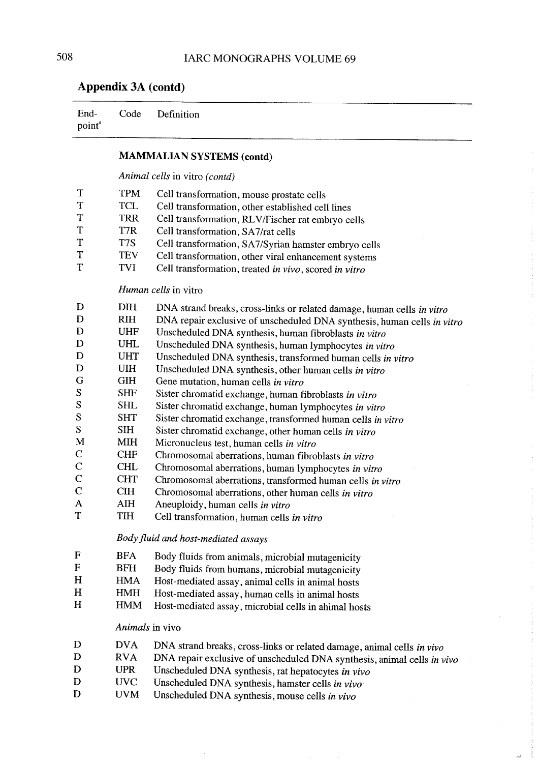## Appendix 3A (contd)

| End-point[a] | Code | Definition |
|---|---|---|
| | | **MAMMALIAN SYSTEMS (contd)** |
| | | *Animal cells* in vitro *(contd)* |
| T | TPM | Cell transformation, mouse prostate cells |
| T | TCL | Cell transformation, other established cell lines |
| T | TRR | Cell transformation, RLV/Fischer rat embryo cells |
| T | T7R | Cell transformation, SA7/rat cells |
| T | T7S | Cell transformation, SA7/Syrian hamster embryo cells |
| T | TEV | Cell transformation, other viral enhancement systems |
| T | TVI | Cell transformation, treated *in vivo*, scored *in vitro* |
| | | *Human cells* in vitro |
| D | DIH | DNA strand breaks, cross-links or related damage, human cells *in vitro* |
| D | RIH | DNA repair exclusive of unscheduled DNA synthesis, human cells *in vitro* |
| D | UHF | Unscheduled DNA synthesis, human fibroblasts *in vitro* |
| D | UHL | Unscheduled DNA synthesis, human lymphocytes *in vitro* |
| D | UHT | Unscheduled DNA synthesis, transformed human cells *in vitro* |
| D | UIH | Unscheduled DNA synthesis, other human cells *in vitro* |
| G | GIH | Gene mutation, human cells *in vitro* |
| S | SHF | Sister chromatid exchange, human fibroblasts *in vitro* |
| S | SHL | Sister chromatid exchange, human lymphocytes *in vitro* |
| S | SHT | Sister chromatid exchange, transformed human cells *in vitro* |
| S | SIH | Sister chromatid exchange, other human cells *in vitro* |
| M | MIH | Micronucleus test, human cells *in vitro* |
| C | CHF | Chromosomal aberrations, human fibroblasts *in vitro* |
| C | CHL | Chromosomal aberrations, human lymphocytes *in vitro* |
| C | CHT | Chromosomal aberrations, transformed human cells *in vitro* |
| C | CIH | Chromosomal aberrations, other human cells *in vitro* |
| A | AIH | Aneuploidy, human cells *in vitro* |
| T | TIH | Cell transformation, human cells *in vitro* |
| | | *Body fluid and host-mediated assays* |
| F | BFA | Body fluids from animals, microbial mutagenicity |
| F | BFH | Body fluids from humans, microbial mutagenicity |
| H | HMA | Host-mediated assay, animal cells in animal hosts |
| H | HMH | Host-mediated assay, human cells in animal hosts |
| H | HMM | Host-mediated assay, microbial cells in ahimal hosts |
| | | *Animals* in vivo |
| D | DVA | DNA strand breaks, cross-links or related damage, animal cells *in vivo* |
| D | RVA | DNA repair exclusive of unscheduled DNA synthesis, animal cells *in vivo* |
| D | UPR | Unscheduled DNA synthesis, rat hepatocytes *in vivo* |
| D | UVC | Unscheduled DNA synthesis, hamster cells *in vivo* |
| D | UVM | Unscheduled DNA synthesis, mouse cells *in vivo* |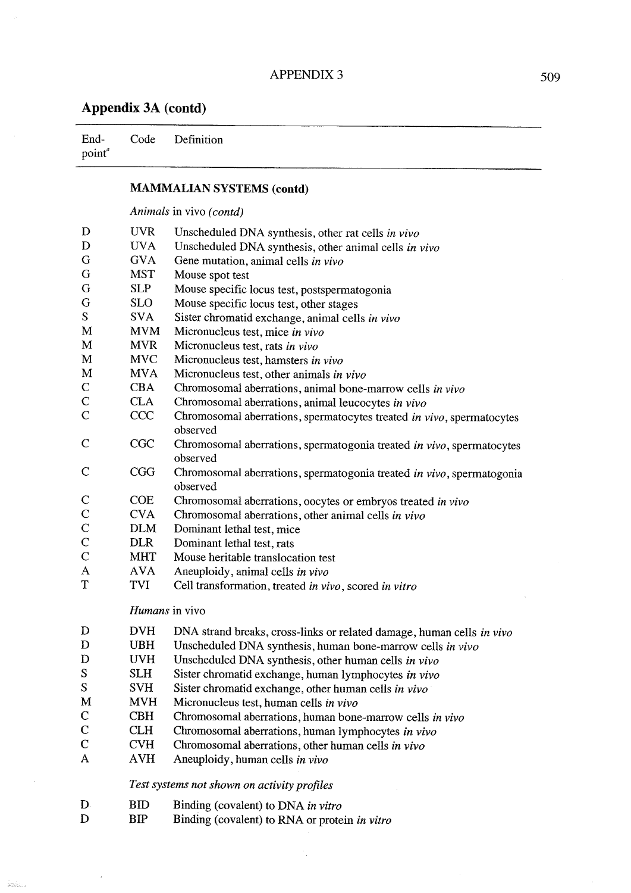## Appendix 3A (contd)

| End-point[a] | Code | Definition |
|---|---|---|
| | | **MAMMALIAN SYSTEMS (contd)** |
| | | *Animals* in vivo *(contd)* |
| D | UVR | Unscheduled DNA synthesis, other rat cells *in vivo* |
| D | UVA | Unscheduled DNA synthesis, other animal cells *in vivo* |
| G | GVA | Gene mutation, animal cells *in vivo* |
| G | MST | Mouse spot test |
| G | SLP | Mouse specific locus test, postspermatogonia |
| G | SLO | Mouse specific locus test, other stages |
| S | SVA | Sister chromatid exchange, animal cells *in vivo* |
| M | MVM | Micronucleus test, mice *in vivo* |
| M | MVR | Micronucleus test, rats *in vivo* |
| M | MVC | Micronucleus test, hamsters *in vivo* |
| M | MVA | Micronucleus test, other animals *in vivo* |
| C | CBA | Chromosomal aberrations, animal bone-marrow cells *in vivo* |
| C | CLA | Chromosomal aberrations, animal leucocytes *in vivo* |
| C | CCC | Chromosomal aberrations, spermatocytes treated *in vivo*, spermatocytes observed |
| C | CGC | Chromosomal aberrations, spermatogonia treated *in vivo*, spermatocytes observed |
| C | CGG | Chromosomal aberrations, spermatogonia treated *in vivo*, spermatogonia observed |
| C | COE | Chromosomal aberrations, oocytes or embryos treated *in vivo* |
| C | CVA | Chromosomal aberrations, other animal cells *in vivo* |
| C | DLM | Dominant lethal test, mice |
| C | DLR | Dominant lethal test, rats |
| C | MHT | Mouse heritable translocation test |
| A | AVA | Aneuploidy, animal cells *in vivo* |
| T | TVI | Cell transformation, treated *in vivo*, scored *in vitro* |
| | | *Humans* in vivo |
| D | DVH | DNA strand breaks, cross-links or related damage, human cells *in vivo* |
| D | UBH | Unscheduled DNA synthesis, human bone-marrow cells *in vivo* |
| D | UVH | Unscheduled DNA synthesis, other human cells *in vivo* |
| S | SLH | Sister chromatid exchange, human lymphocytes *in vivo* |
| S | SVH | Sister chromatid exchange, other human cells *in vivo* |
| M | MVH | Micronucleus test, human cells *in vivo* |
| C | CBH | Chromosomal aberrations, human bone-marrow cells *in vivo* |
| C | CLH | Chromosomal aberrations, human lymphocytes *in vivo* |
| C | CVH | Chromosomal aberrations, other human cells *in vivo* |
| A | AVH | Aneuploidy, human cells *in vivo* |
| | | *Test systems not shown on activity profiles* |
| D | BID | Binding (covalent) to DNA *in vitro* |
| D | BIP | Binding (covalent) to RNA or protein *in vitro* |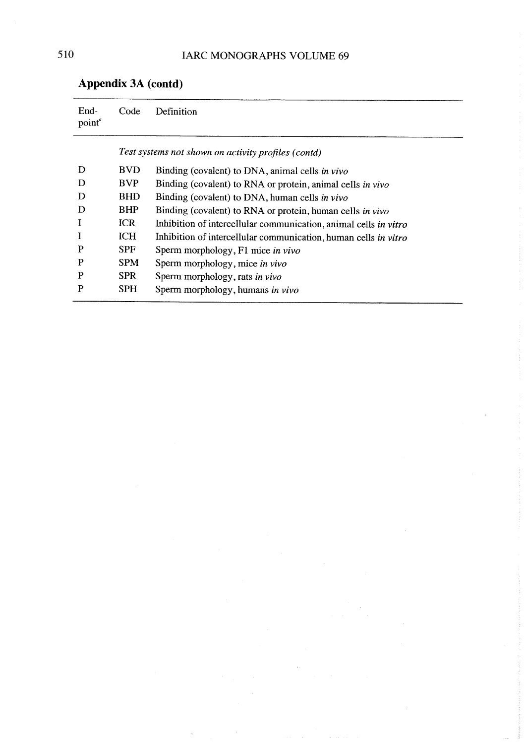## Appendix 3A (contd)

| End-point[a] | Code | Definition |
|---|---|---|
| | | *Test systems not shown on activity profiles (contd)* |
| D | BVD | Binding (covalent) to DNA, animal cells *in vivo* |
| D | BVP | Binding (covalent) to RNA or protein, animal cells *in vivo* |
| D | BHD | Binding (covalent) to DNA, human cells *in vivo* |
| D | BHP | Binding (covalent) to RNA or protein, human cells *in vivo* |
| I | ICR | Inhibition of intercellular communication, animal cells *in vitro* |
| I | ICH | Inhibition of intercellular communication, human cells *in vitro* |
| P | SPF | Sperm morphology, F1 mice *in vivo* |
| P | SPM | Sperm morphology, mice *in vivo* |
| P | SPR | Sperm morphology, rats *in vivo* |
| P | SPH | Sperm morphology, humans *in vivo* |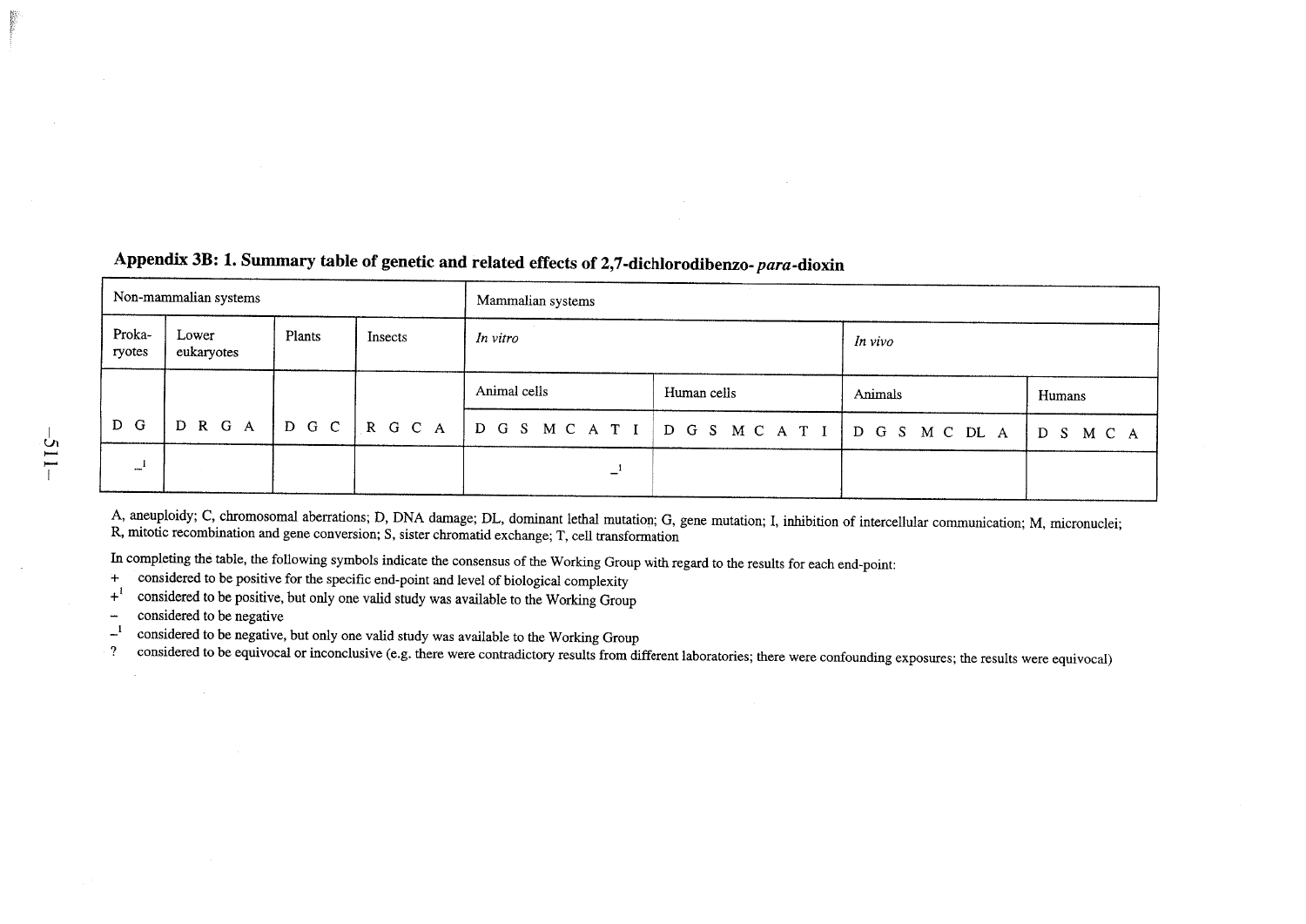## Appendix 3B: 1. Summary table of genetic and related effects of 2,7-dichlorodibenzo-*para*-dioxin

| Non-mammalian systems | | | | | | | | | | | | | Mammalian systems | | | | | | | | | | | | | | | | | | | | | | | | | | | |
|---|---|---|---|---|---|---|---|---|---|---|---|---|---|---|---|---|---|---|---|---|---|---|---|---|---|---|---|---|---|---|---|---|---|---|---|---|---|---|---|---|
| Prokaryotes | | Lower eukaryotes | | | | Plants | | | Insects | | | | *In vitro* | | | | | | | | | | | | | | | | *In vivo* | | | | | | | | | | | |
| | | | | | | | | | | | | | Animal cells | | | | | | | | Human cells | | | | | | | | Animals | | | | | | | Humans | | | | |
| D | G | D | R | G | A | D | G | C | R | G | C | A | D | G | S | M | C | A | T | I | D | G | S | M | C | A | T | I | D | G | S | M | C | DL | A | D | S | M | C | A |
| | –[1] | | | | | | | | | | | | | | | | | | –[1] | | | | | | | | | | | | | | | | | | | | | |

A, aneuploidy; C, chromosomal aberrations; D, DNA damage; DL, dominant lethal mutation; G, gene mutation; I, inhibition of intercellular communication; M, micronuclei; R, mitotic recombination and gene conversion; S, sister chromatid exchange; T, cell transformation

In completing the table, the following symbols indicate the consensus of the Working Group with regard to the results for each end-point:

- \+ considered to be positive for the specific end-point and level of biological complexity
- +[1] considered to be positive, but only one valid study was available to the Working Group
- – considered to be negative
- –[1] considered to be negative, but only one valid study was available to the Working Group
- ? considered to be equivocal or inconclusive (e.g. there were contradictory results from different laboratories; there were confounding exposures; the results were equivocal)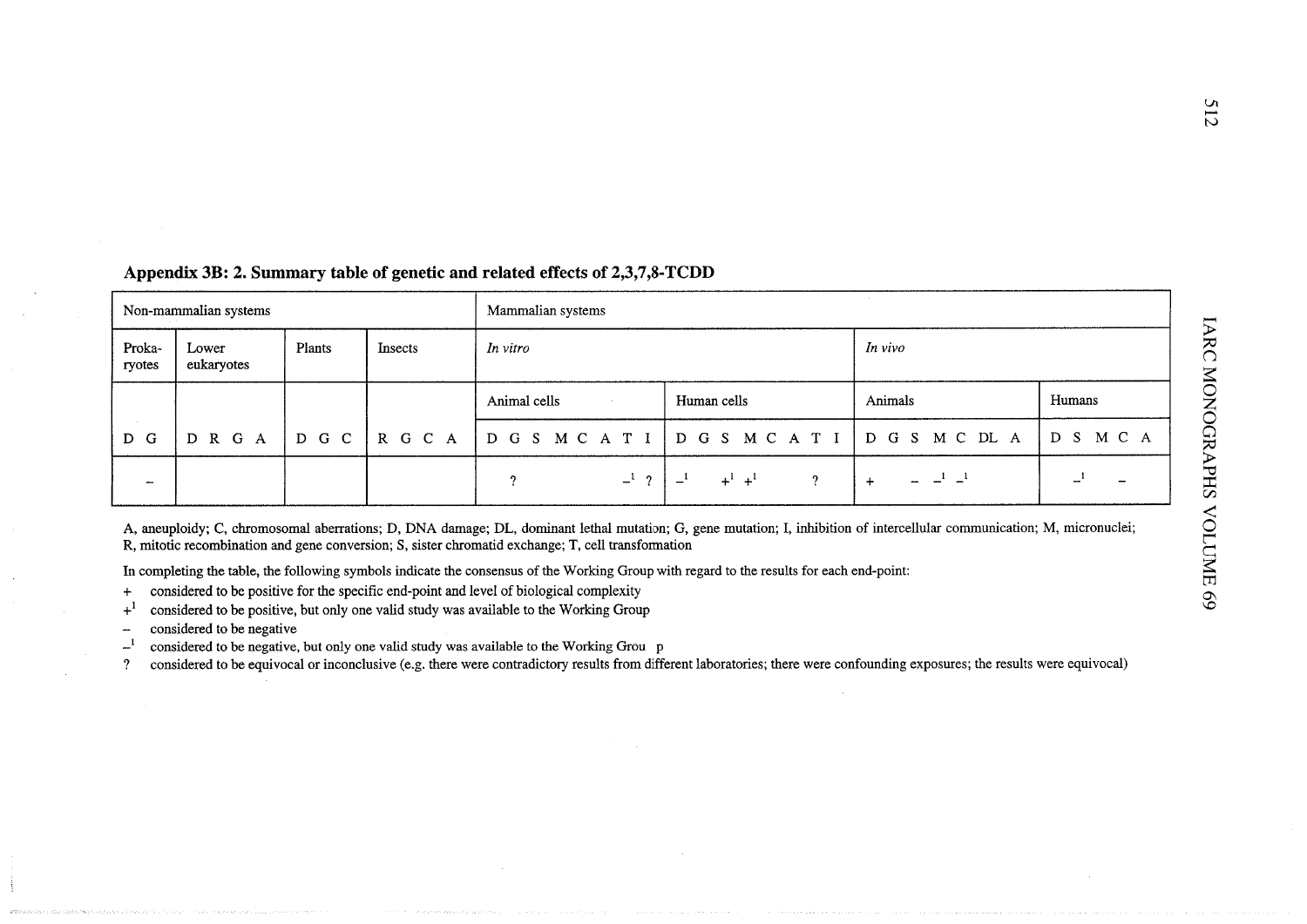## Appendix 3B: 2. Summary table of genetic and related effects of 2,3,7,8-TCDD

| Non-mammalian systems | | | | | | | | | | | | | Mammalian systems | | | | | | | | | | | | | | | | | | | | | | | | | | | |
|---|---|---|---|---|---|---|---|---|---|---|---|---|---|---|---|---|---|---|---|---|---|---|---|---|---|---|---|---|---|---|---|---|---|---|---|---|---|---|---|---|
| Prokaryotes | | Lower eukaryotes | | | | Plants | | | Insects | | | | *In vitro* | | | | | | | | | | | | | | | | *In vivo* | | | | | | | | | | | |
| | | | | | | | | | | | | | Animal cells | | | | | | | | Human cells | | | | | | | | Animals | | | | | | | Humans | | | | |
| D | G | D | R | G | A | D | G | C | R | G | C | A | D | G | S | M | C | A | T | I | D | G | S | M | C | A | T | I | D | G | S | M | C | DL | A | D | S | M | C | A |
| | – | | | | | | | | | | | | | ? | | | | | –[1] | ? | –[1] | | | +[1] | +[1] | | ? | | + | | – | –[1] | –[1] | | | | –[1] | | – | |

A, aneuploidy; C, chromosomal aberrations; D, DNA damage; DL, dominant lethal mutation; G, gene mutation; I, inhibition of intercellular communication; M, micronuclei; R, mitotic recombination and gene conversion; S, sister chromatid exchange; T, cell transformation

In completing the table, the following symbols indicate the consensus of the Working Group with regard to the results for each end-point:

- \+ considered to be positive for the specific end-point and level of biological complexity
- +[1] considered to be positive, but only one valid study was available to the Working Group
- – considered to be negative
- –[1] considered to be negative, but only one valid study was available to the Working Grou p
- ? considered to be equivocal or inconclusive (e.g. there were contradictory results from different laboratories; there were confounding exposures; the results were equivocal)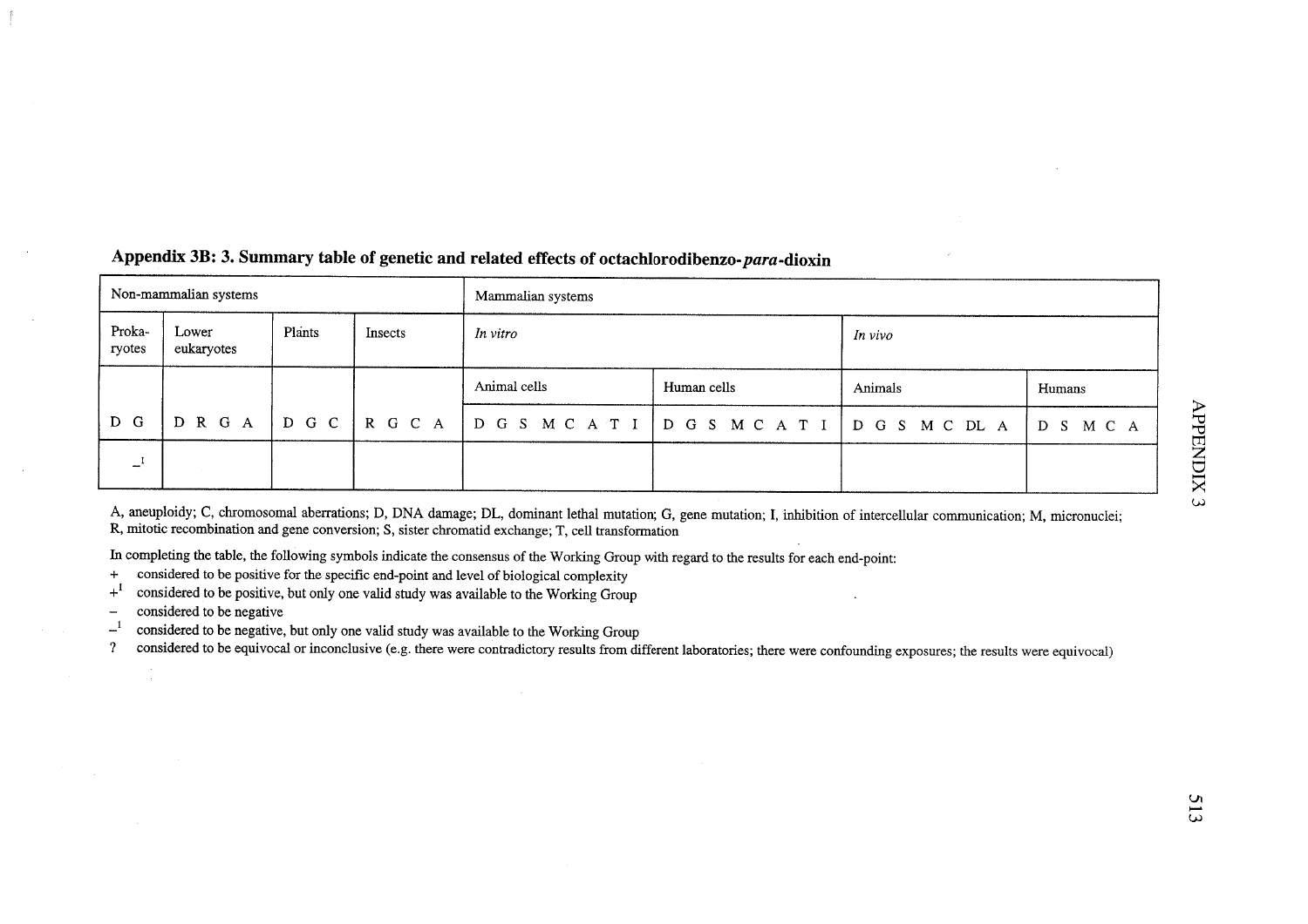## Appendix 3B: 3. Summary table of genetic and related effects of octachlorodibenzo-*para*-dioxin

| Non-mammalian systems | | | | Mammalian systems | | | |
|---|---|---|---|---|---|---|---|
| Proka-ryotes | Lower eukaryotes | Plants | Insects | *In vitro* | | *In vivo* | |
| | | | | Animal cells | Human cells | Animals | Humans |
| D G | D R G A | D G C | R G C A | D G S M C A T I | D G S M C A T I | D G S M C DL A | D S M C A |
| $-^{1}$ | | | | | | | |

A, aneuploidy; C, chromosomal aberrations; D, DNA damage; DL, dominant lethal mutation; G, gene mutation; I, inhibition of intercellular communication; M, micronuclei; R, mitotic recombination and gene conversion; S, sister chromatid exchange; T, cell transformation

In completing the table, the following symbols indicate the consensus of the Working Group with regard to the results for each end-point:

- \+ considered to be positive for the specific end-point and level of biological complexity
- $+^{1}$ considered to be positive, but only one valid study was available to the Working Group
- − considered to be negative
- $-^{1}$ considered to be negative, but only one valid study was available to the Working Group
- ? considered to be equivocal or inconclusive (e.g. there were contradictory results from different laboratories; there were confounding exposures; the results were equivocal)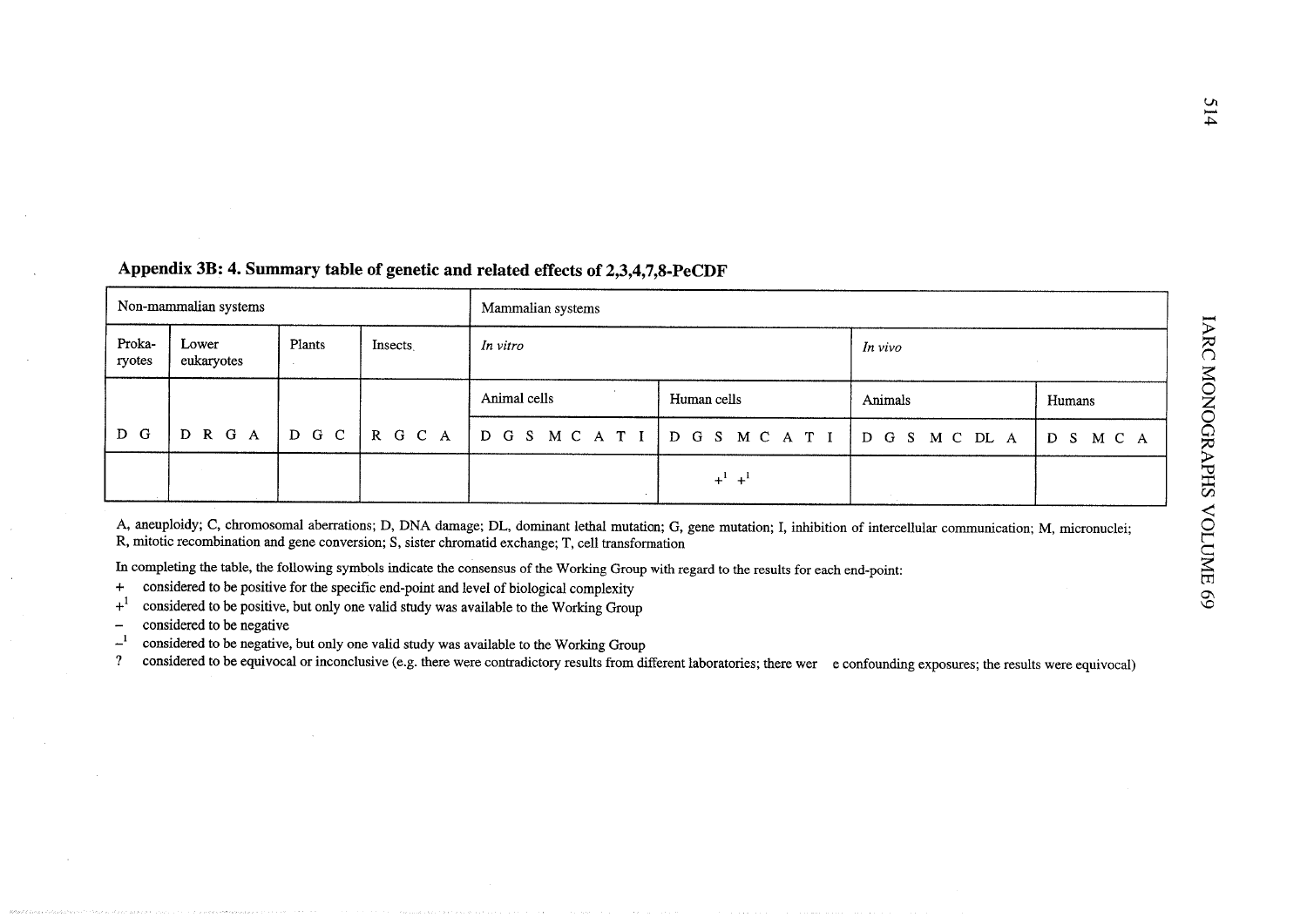**Appendix 3B: 4. Summary table of genetic and related effects of 2,3,4,7,8-PeCDF**

| Non-mammalian systems | | | | | | | | | | | | | Mammalian systems | | | | | | | | | | | | | | | | | | | | | | | | | | | |
|---|---|---|---|---|---|---|---|---|---|---|---|---|---|---|---|---|---|---|---|---|---|---|---|---|---|---|---|---|---|---|---|---|---|---|---|---|---|---|---|---|
| Prokaryotes | | Lower eukaryotes | | | | Plants | | | Insects | | | | *In vitro* | | | | | | | | | | | | | | | | *In vivo* | | | | | | | | | | | |
| | | | | | | | | | | | | | Animal cells | | | | | | | | Human cells | | | | | | | | Animals | | | | | | | Humans | | | | |
| D | G | D | R | G | A | D | G | C | R | G | C | A | D | G | S | M | C | A | T | I | D | G | S | M | C | A | T | I | D | G | S | M | C | DL | A | D | S | M | C | A |
| | | | | | | | | | | | | | | | | | | | | | | | $+^1$ | $+^1$ | | | | | | | | | | | | | | | | |

A, aneuploidy; C, chromosomal aberrations; D, DNA damage; DL, dominant lethal mutation; G, gene mutation; I, inhibition of intercellular communication; M, micronuclei; R, mitotic recombination and gene conversion; S, sister chromatid exchange; T, cell transformation

In completing the table, the following symbols indicate the consensus of the Working Group with regard to the results for each end-point:

- $+$ considered to be positive for the specific end-point and level of biological complexity
- $+^1$ considered to be positive, but only one valid study was available to the Working Group
- $-$ considered to be negative
- $-^1$ considered to be negative, but only one valid study was available to the Working Group
- ? considered to be equivocal or inconclusive (e.g. there were contradictory results from different laboratories; there wer e confounding exposures; the results were equivocal)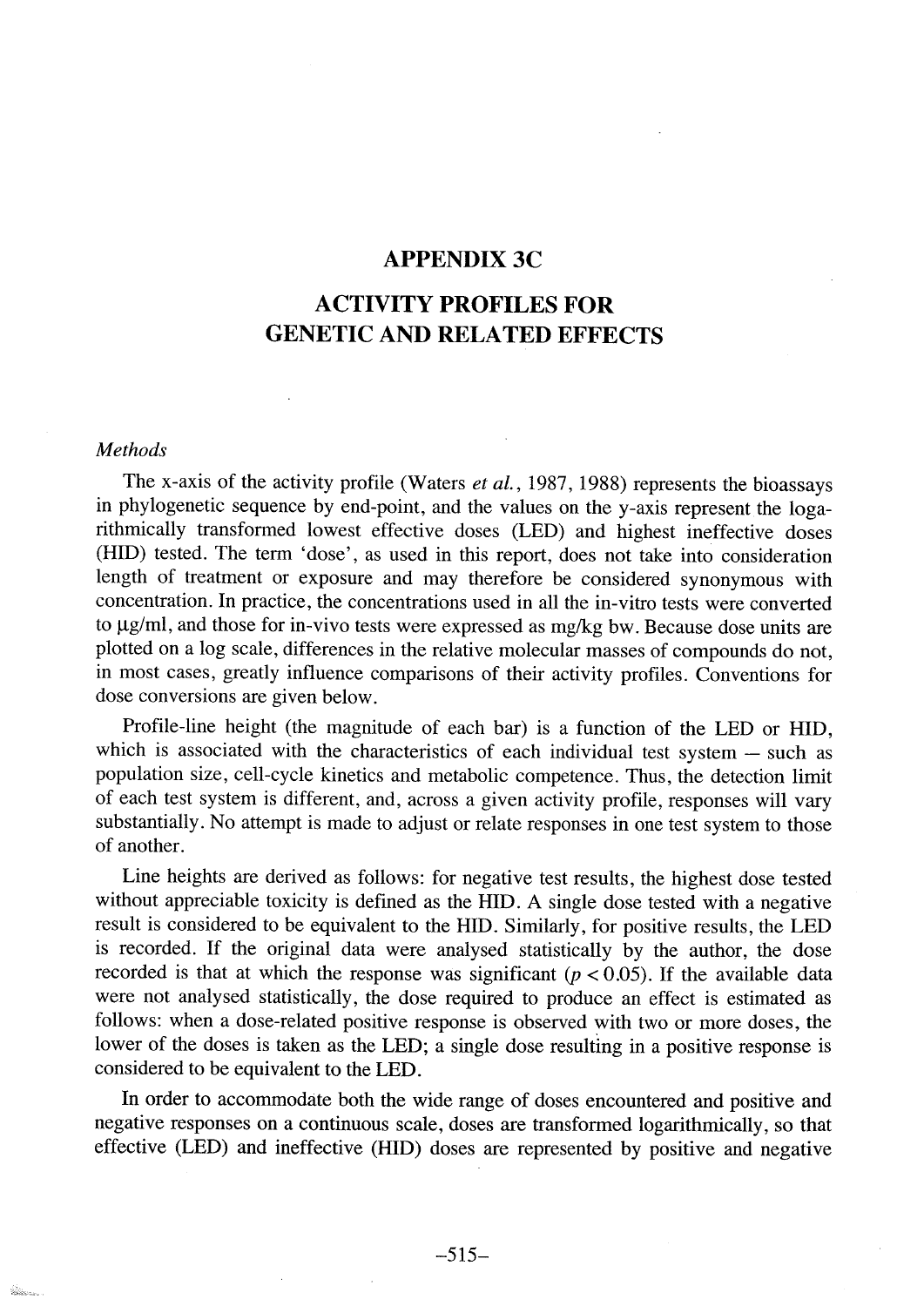# APPENDIX 3C

# ACTIVITY PROFILES FOR GENETIC AND RELATED EFFECTS

### *Methods*

The x-axis of the activity profile (Waters *et al.*, 1987, 1988) represents the bioassays in phylogenetic sequence by end-point, and the values on the y-axis represent the logarithmically transformed lowest effective doses (LED) and highest ineffective doses (HID) tested. The term 'dose', as used in this report, does not take into consideration length of treatment or exposure and may therefore be considered synonymous with concentration. In practice, the concentrations used in all the in-vitro tests were converted to μg/ml, and those for in-vivo tests were expressed as mg/kg bw. Because dose units are plotted on a log scale, differences in the relative molecular masses of compounds do not, in most cases, greatly influence comparisons of their activity profiles. Conventions for dose conversions are given below.

Profile-line height (the magnitude of each bar) is a function of the LED or HID, which is associated with the characteristics of each individual test system — such as population size, cell-cycle kinetics and metabolic competence. Thus, the detection limit of each test system is different, and, across a given activity profile, responses will vary substantially. No attempt is made to adjust or relate responses in one test system to those of another.

Line heights are derived as follows: for negative test results, the highest dose tested without appreciable toxicity is defined as the HID. A single dose tested with a negative result is considered to be equivalent to the HID. Similarly, for positive results, the LED is recorded. If the original data were analysed statistically by the author, the dose recorded is that at which the response was significant ($p < 0.05$). If the available data were not analysed statistically, the dose required to produce an effect is estimated as follows: when a dose-related positive response is observed with two or more doses, the lower of the doses is taken as the LED; a single dose resulting in a positive response is considered to be equivalent to the LED.

In order to accommodate both the wide range of doses encountered and positive and negative responses on a continuous scale, doses are transformed logarithmically, so that effective (LED) and ineffective (HID) doses are represented by positive and negative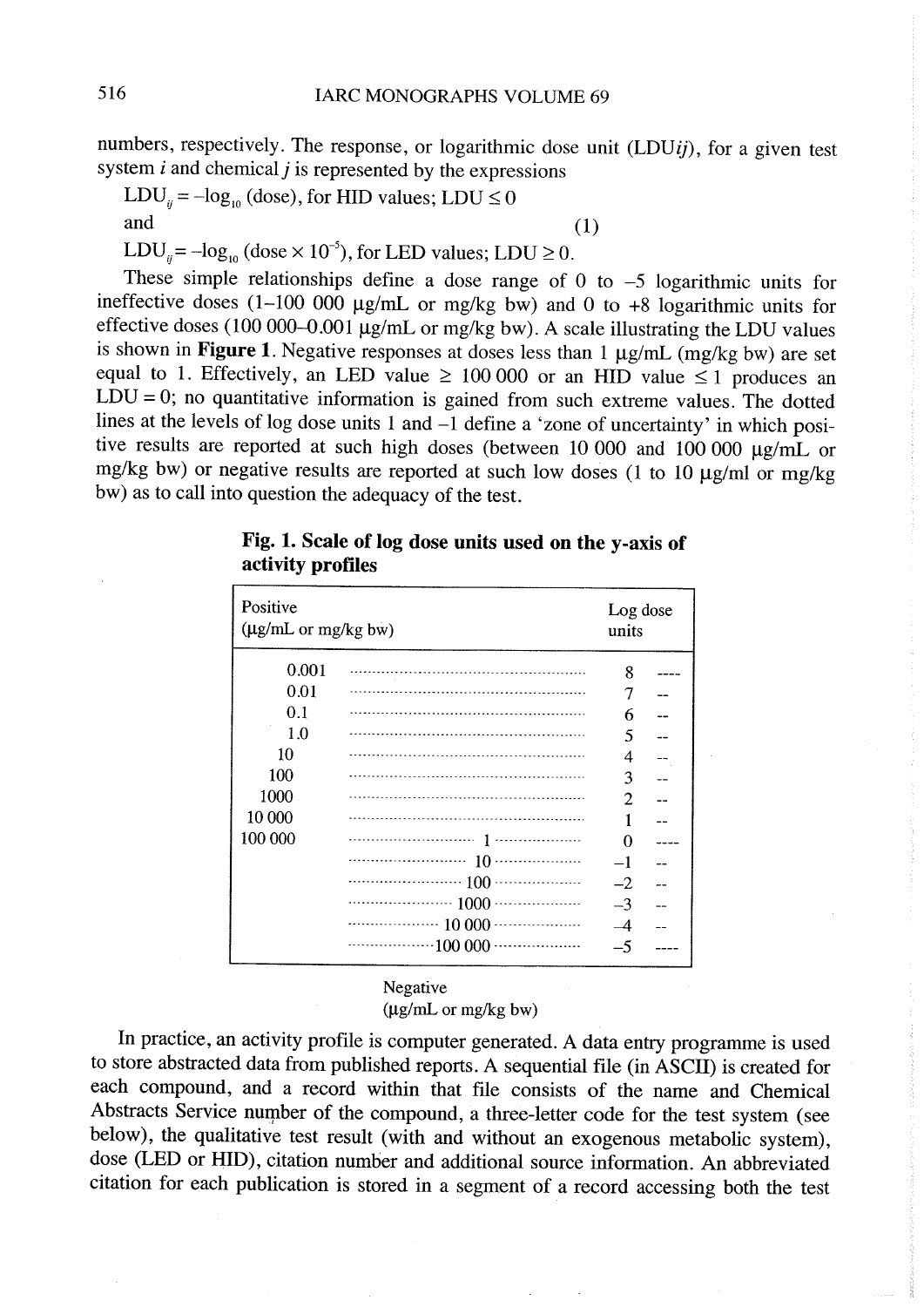numbers, respectively. The response, or logarithmic dose unit (LDU$ij$), for a given test system $i$ and chemical $j$ is represented by the expressions

$$\text{LDU}_{ij} = -\log_{10}(\text{dose}), \text{ for HID values; LDU} \leq 0$$

and (1)

$$\text{LDU}_{ij} = -\log_{10}(\text{dose} \times 10^{-5}), \text{ for LED values; LDU} \geq 0.$$

These simple relationships define a dose range of 0 to –5 logarithmic units for ineffective doses (1–100 000 μg/mL or mg/kg bw) and 0 to +8 logarithmic units for effective doses (100 000–0.001 μg/mL or mg/kg bw). A scale illustrating the LDU values is shown in **Figure 1**. Negative responses at doses less than 1 μg/mL (mg/kg bw) are set equal to 1. Effectively, an LED value ≥ 100 000 or an HID value ≤ 1 produces an LDU = 0; no quantitative information is gained from such extreme values. The dotted lines at the levels of log dose units 1 and –1 define a 'zone of uncertainty' in which positive results are reported at such high doses (between 10 000 and 100 000 μg/mL or mg/kg bw) or negative results are reported at such low doses (1 to 10 μg/ml or mg/kg bw) as to call into question the adequacy of the test.

**Fig. 1. Scale of log dose units used on the y-axis of activity profiles**

| Positive (μg/mL or mg/kg bw) | | Log dose units |
|---|---|---|
| 0.001 | | 8 |
| 0.01 | | 7 |
| 0.1 | | 6 |
| 1.0 | | 5 |
| 10 | | 4 |
| 100 | | 3 |
| 1000 | | 2 |
| 10 000 | | 1 |
| 100 000 | 1 | 0 |
| | 10 | –1 |
| | 100 | –2 |
| | 1000 | –3 |
| | 10 000 | –4 |
| | 100 000 | –5 |

Negative (μg/mL or mg/kg bw)

In practice, an activity profile is computer generated. A data entry programme is used to store abstracted data from published reports. A sequential file (in ASCII) is created for each compound, and a record within that file consists of the name and Chemical Abstracts Service number of the compound, a three-letter code for the test system (see below), the qualitative test result (with and without an exogenous metabolic system), dose (LED or HID), citation number and additional source information. An abbreviated citation for each publication is stored in a segment of a record accessing both the test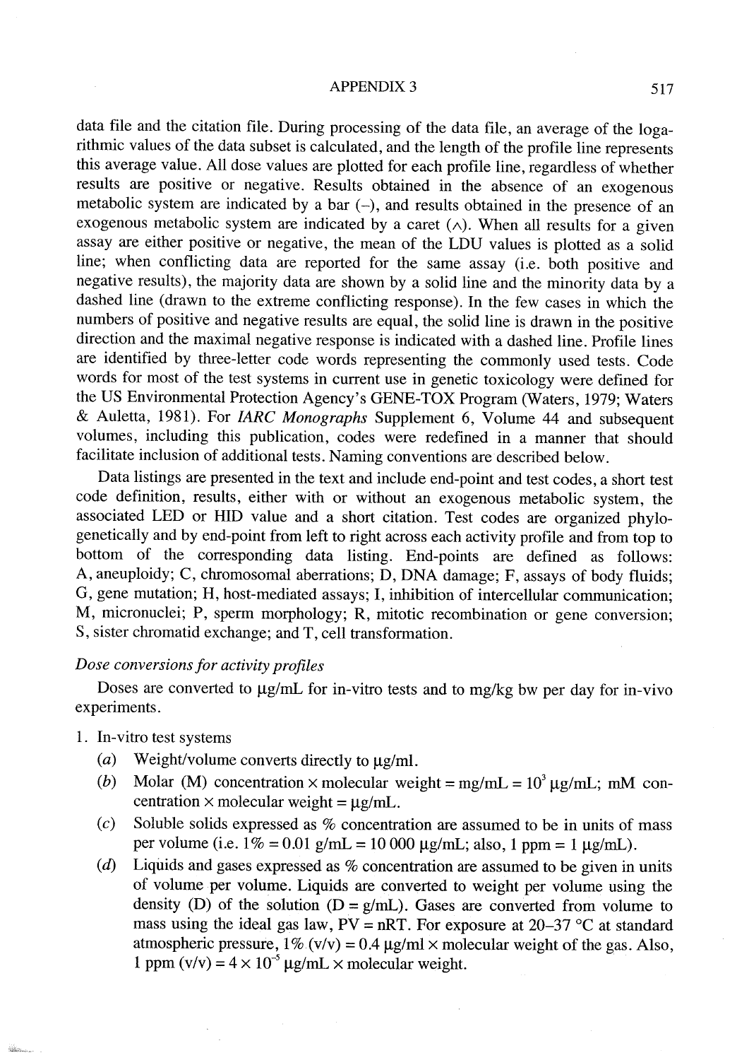data file and the citation file. During processing of the data file, an average of the logarithmic values of the data subset is calculated, and the length of the profile line represents this average value. All dose values are plotted for each profile line, regardless of whether results are positive or negative. Results obtained in the absence of an exogenous metabolic system are indicated by a bar (–), and results obtained in the presence of an exogenous metabolic system are indicated by a caret (∧). When all results for a given assay are either positive or negative, the mean of the LDU values is plotted as a solid line; when conflicting data are reported for the same assay (i.e. both positive and negative results), the majority data are shown by a solid line and the minority data by a dashed line (drawn to the extreme conflicting response). In the few cases in which the numbers of positive and negative results are equal, the solid line is drawn in the positive direction and the maximal negative response is indicated with a dashed line. Profile lines are identified by three-letter code words representing the commonly used tests. Code words for most of the test systems in current use in genetic toxicology were defined for the US Environmental Protection Agency's GENE-TOX Program (Waters, 1979; Waters & Auletta, 1981). For *IARC Monographs* Supplement 6, Volume 44 and subsequent volumes, including this publication, codes were redefined in a manner that should facilitate inclusion of additional tests. Naming conventions are described below.

Data listings are presented in the text and include end-point and test codes, a short test code definition, results, either with or without an exogenous metabolic system, the associated LED or HID value and a short citation. Test codes are organized phylogenetically and by end-point from left to right across each activity profile and from top to bottom of the corresponding data listing. End-points are defined as follows: A, aneuploidy; C, chromosomal aberrations; D, DNA damage; F, assays of body fluids; G, gene mutation; H, host-mediated assays; I, inhibition of intercellular communication; M, micronuclei; P, sperm morphology; R, mitotic recombination or gene conversion; S, sister chromatid exchange; and T, cell transformation.

*Dose conversions for activity profiles*

Doses are converted to μg/mL for in-vitro tests and to mg/kg bw per day for in-vivo experiments.

1. In-vitro test systems
   (*a*) Weight/volume converts directly to μg/ml.
   (*b*) Molar (M) concentration × molecular weight = mg/mL = $10^3$ μg/mL; mM concentration × molecular weight = μg/mL.
   (*c*) Soluble solids expressed as % concentration are assumed to be in units of mass per volume (i.e. 1% = 0.01 g/mL = 10 000 μg/mL; also, 1 ppm = 1 μg/mL).
   (*d*) Liquids and gases expressed as % concentration are assumed to be given in units of volume per volume. Liquids are converted to weight per volume using the density (D) of the solution (D = g/mL). Gases are converted from volume to mass using the ideal gas law, PV = nRT. For exposure at 20–37 °C at standard atmospheric pressure, 1% (v/v) = 0.4 μg/ml × molecular weight of the gas. Also, 1 ppm (v/v) = $4 \times 10^{-5}$ μg/mL × molecular weight.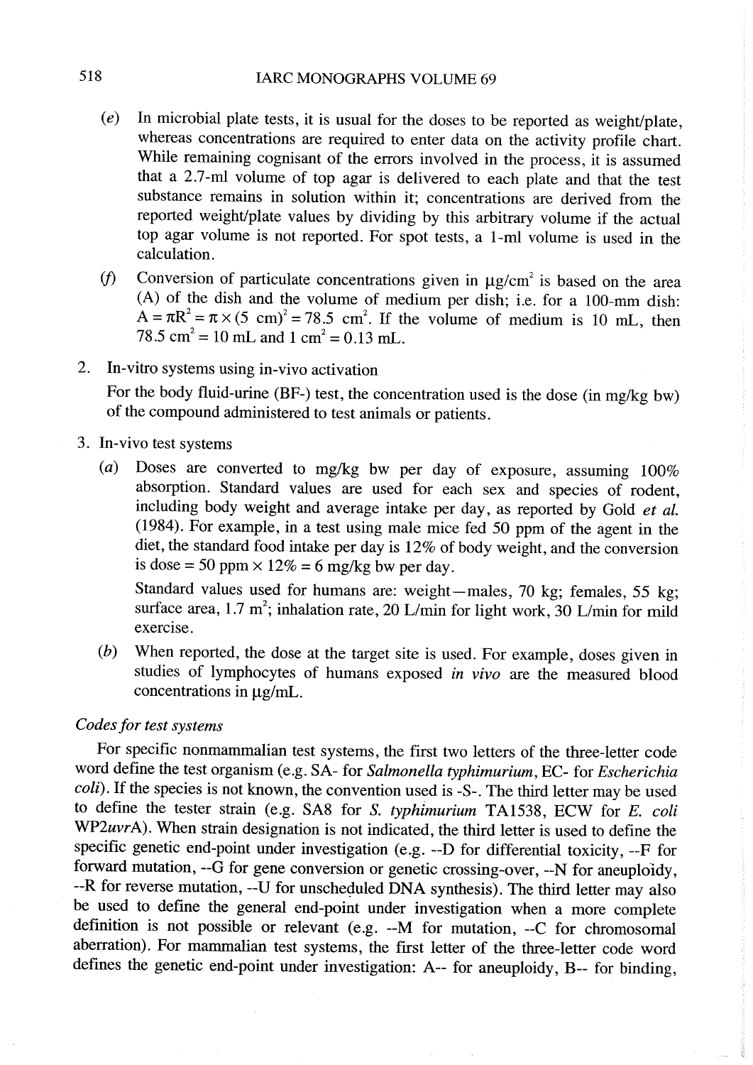(*e*) In microbial plate tests, it is usual for the doses to be reported as weight/plate, whereas concentrations are required to enter data on the activity profile chart. While remaining cognisant of the errors involved in the process, it is assumed that a 2.7-ml volume of top agar is delivered to each plate and that the test substance remains in solution within it; concentrations are derived from the reported weight/plate values by dividing by this arbitrary volume if the actual top agar volume is not reported. For spot tests, a 1-ml volume is used in the calculation.

(*f*) Conversion of particulate concentrations given in μg/cm$^2$ is based on the area (A) of the dish and the volume of medium per dish; i.e. for a 100-mm dish: $A = \pi R^2 = \pi \times (5\text{ cm})^2 = 78.5\text{ cm}^2$. If the volume of medium is 10 mL, then $78.5\text{ cm}^2 = 10$ mL and $1\text{ cm}^2 = 0.13$ mL.

2. In-vitro systems using in-vivo activation

   For the body fluid-urine (BF-) test, the concentration used is the dose (in mg/kg bw) of the compound administered to test animals or patients.

3. In-vivo test systems

   (*a*) Doses are converted to mg/kg bw per day of exposure, assuming 100% absorption. Standard values are used for each sex and species of rodent, including body weight and average intake per day, as reported by Gold *et al.* (1984). For example, in a test using male mice fed 50 ppm of the agent in the diet, the standard food intake per day is 12% of body weight, and the conversion is dose = 50 ppm × 12% = 6 mg/kg bw per day.

   Standard values used for humans are: weight—males, 70 kg; females, 55 kg; surface area, 1.7 m$^2$; inhalation rate, 20 L/min for light work, 30 L/min for mild exercise.

   (*b*) When reported, the dose at the target site is used. For example, doses given in studies of lymphocytes of humans exposed *in vivo* are the measured blood concentrations in μg/mL.

*Codes for test systems*

For specific nonmammalian test systems, the first two letters of the three-letter code word define the test organism (e.g. SA- for *Salmonella typhimurium*, EC- for *Escherichia coli*). If the species is not known, the convention used is -S-. The third letter may be used to define the tester strain (e.g. SA8 for *S. typhimurium* TA1538, ECW for *E. coli* WP2*uvr*A). When strain designation is not indicated, the third letter is used to define the specific genetic end-point under investigation (e.g. --D for differential toxicity, --F for forward mutation, --G for gene conversion or genetic crossing-over, --N for aneuploïdy, --R for reverse mutation, --U for unscheduled DNA synthesis). The third letter may also be used to define the general end-point under investigation when a more complete definition is not possible or relevant (e.g. --M for mutation, --C for chromosomal aberration). For mammalian test systems, the first letter of the three-letter code word defines the genetic end-point under investigation: A-- for aneuploidy, B-- for binding,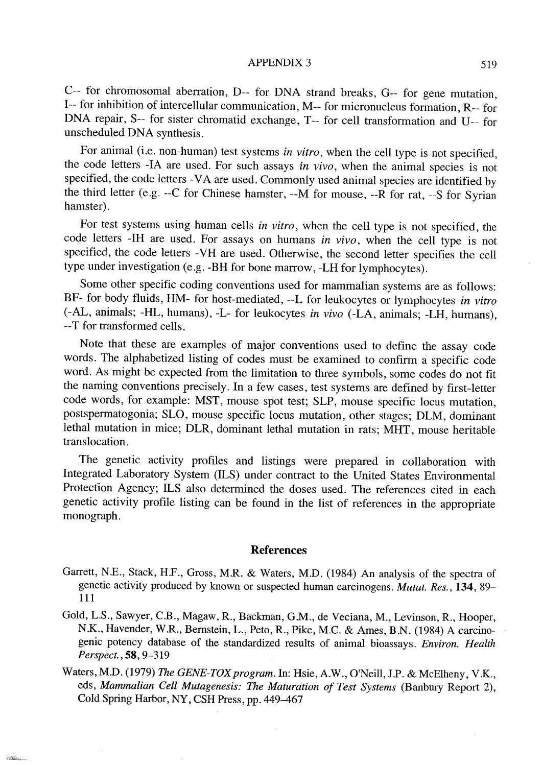C-- for chromosomal aberration, D-- for DNA strand breaks, G-- for gene mutation, I-- for inhibition of intercellular communication, M-- for micronucleus formation, R-- for DNA repair, S-- for sister chromatid exchange, T-- for cell transformation and U-- for unscheduled DNA synthesis.

For animal (i.e. non-human) test systems *in vitro*, when the cell type is not specified, the code letters -IA are used. For such assays *in vivo*, when the animal species is not specified, the code letters -VA are used. Commonly used animal species are identified by the third letter (e.g. --C for Chinese hamster, --M for mouse, --R for rat, --S for Syrian hamster).

For test systems using human cells *in vitro*, when the cell type is not specified, the code letters -IH are used. For assays on humans *in vivo*, when the cell type is not specified, the code letters -VH are used. Otherwise, the second letter specifies the cell type under investigation (e.g. -BH for bone marrow, -LH for lymphocytes).

Some other specific coding conventions used for mammalian systems are as follows: BF- for body fluids, HM- for host-mediated, --L for leukocytes or lymphocytes *in vitro* (-AL, animals; -HL, humans), -L- for leukocytes *in vivo* (-LA, animals; -LH, humans), --T for transformed cells.

Note that these are examples of major conventions used to define the assay code words. The alphabetized listing of codes must be examined to confirm a specific code word. As might be expected from the limitation to three symbols, some codes do not fit the naming conventions precisely. In a few cases, test systems are defined by first-letter code words, for example: MST, mouse spot test; SLP, mouse specific locus mutation, postspermatogonia; SLO, mouse specific locus mutation, other stages; DLM, dominant lethal mutation in mice; DLR, dominant lethal mutation in rats; MHT, mouse heritable translocation.

The genetic activity profiles and listings were prepared in collaboration with Integrated Laboratory System (ILS) under contract to the United States Environmental Protection Agency; ILS also determined the doses used. The references cited in each genetic activity profile listing can be found in the list of references in the appropriate monograph.

## References

Garrett, N.E., Stack, H.F., Gross, M.R. & Waters, M.D. (1984) An analysis of the spectra of genetic activity produced by known or suspected human carcinogens. *Mutat. Res.*, **134**, 89–111

Gold, L.S., Sawyer, C.B., Magaw, R., Backman, G.M., de Veciana, M., Levinson, R., Hooper, N.K., Havender, W.R., Bernstein, L., Peto, R., Pike, M.C. & Ames, B.N. (1984) A carcinogenic potency database of the standardized results of animal bioassays. *Environ. Health Perspect.*, **58**, 9–319

Waters, M.D. (1979) *The GENE-TOX program*. In: Hsie, A.W., O'Neill, J.P. & McElheny, V.K., eds, *Mammalian Cell Mutagenesis: The Maturation of Test Systems* (Banbury Report 2), Cold Spring Harbor, NY, CSH Press, pp. 449–467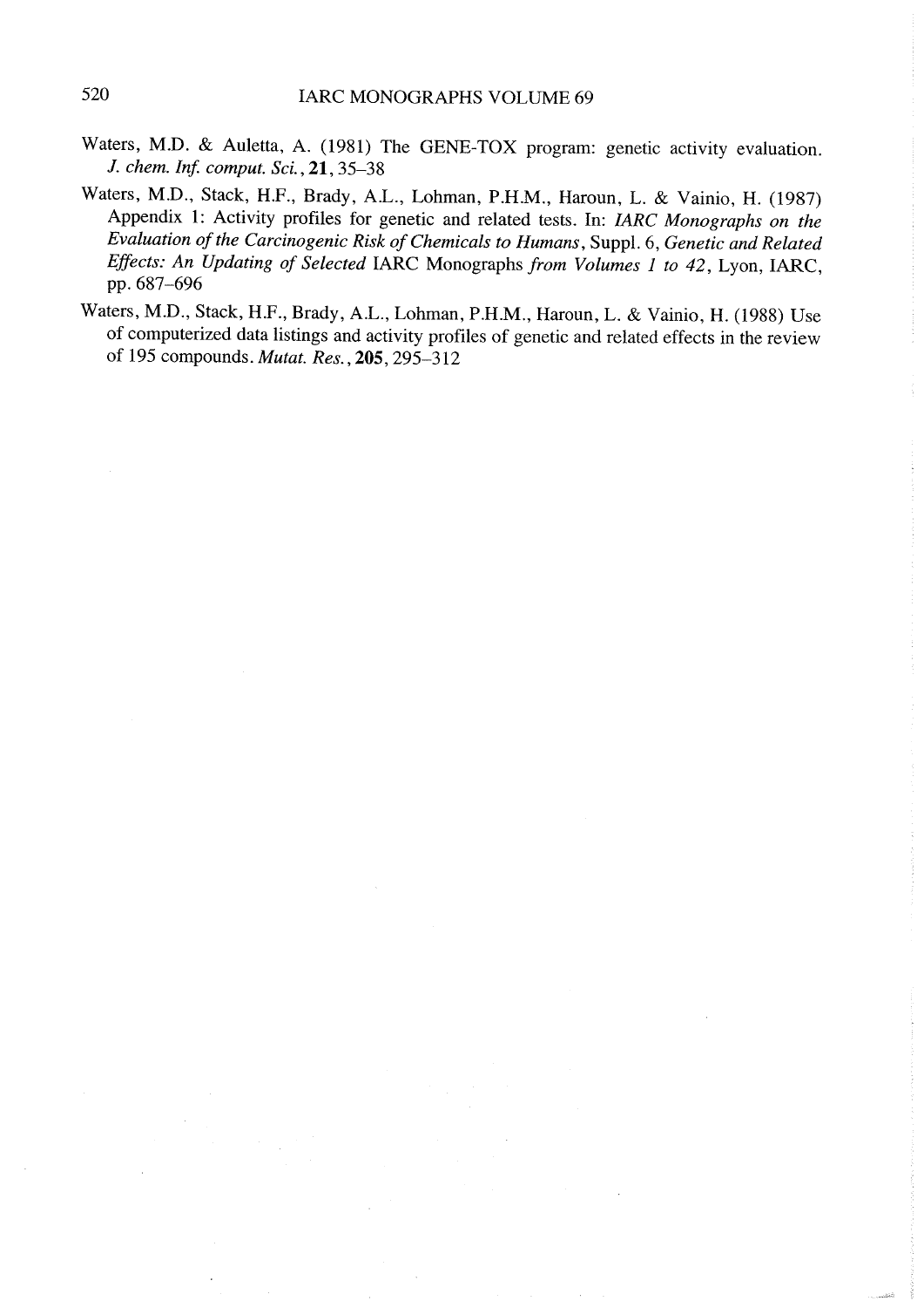Waters, M.D. & Auletta, A. (1981) The GENE-TOX program: genetic activity evaluation. *J. chem. Inf. comput. Sci.*, **21**, 35–38

Waters, M.D., Stack, H.F., Brady, A.L., Lohman, P.H.M., Haroun, L. & Vainio, H. (1987) Appendix 1: Activity profiles for genetic and related tests. In: *IARC Monographs on the Evaluation of the Carcinogenic Risk of Chemicals to Humans*, Suppl. 6, *Genetic and Related Effects: An Updating of Selected* IARC Monographs *from Volumes 1 to 42*, Lyon, IARC, pp. 687–696

Waters, M.D., Stack, H.F., Brady, A.L., Lohman, P.H.M., Haroun, L. & Vainio, H. (1988) Use of computerized data listings and activity profiles of genetic and related effects in the review of 195 compounds. *Mutat. Res.*, **205**, 295–312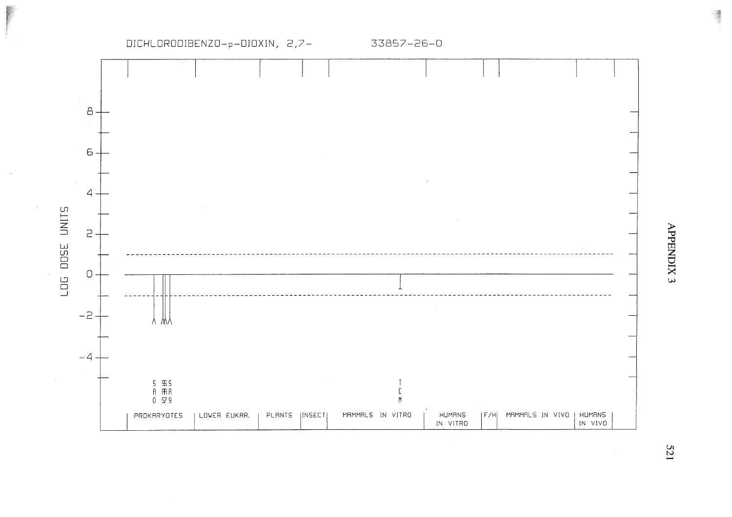DICHLORODIBENZO-p-DIOXIN, 2,7-    33857-26-0

LOG DOSE UNITS

8
6
4
2
0
-2
-4

S A 0 | S A 5 | S A 7 | S A 9 | T C M

PROKARYOTES | LOWER EUKAR. | PLANTS | INSECT | MAMMALS IN VITRO | HUMANS IN VITRO | F/H | MAMMALS IN VIVO | HUMANS IN VIVO

APPENDIX 3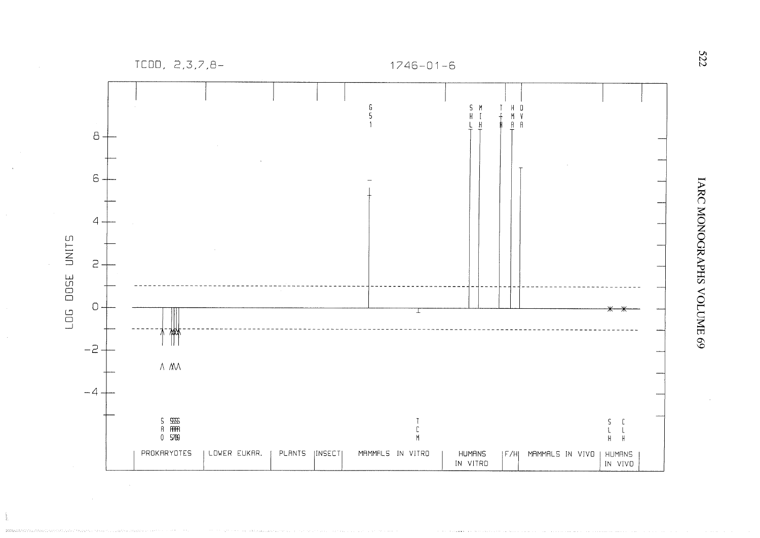TCDD, 2,3,7,8- 1746-01-6

LOG DOSE UNITS

PROKARYOTES | LOWER EUKAR. | PLANTS | INSECT | MAMMALS IN VITRO | HUMANS IN VITRO | F/H | MAMMALS IN VIVO | HUMANS IN VIVO

SA0, SA5, SA7, SA8, SA9

G51

TCM

SHL, MIH, T+H, HMA, DVA

SLH, CLH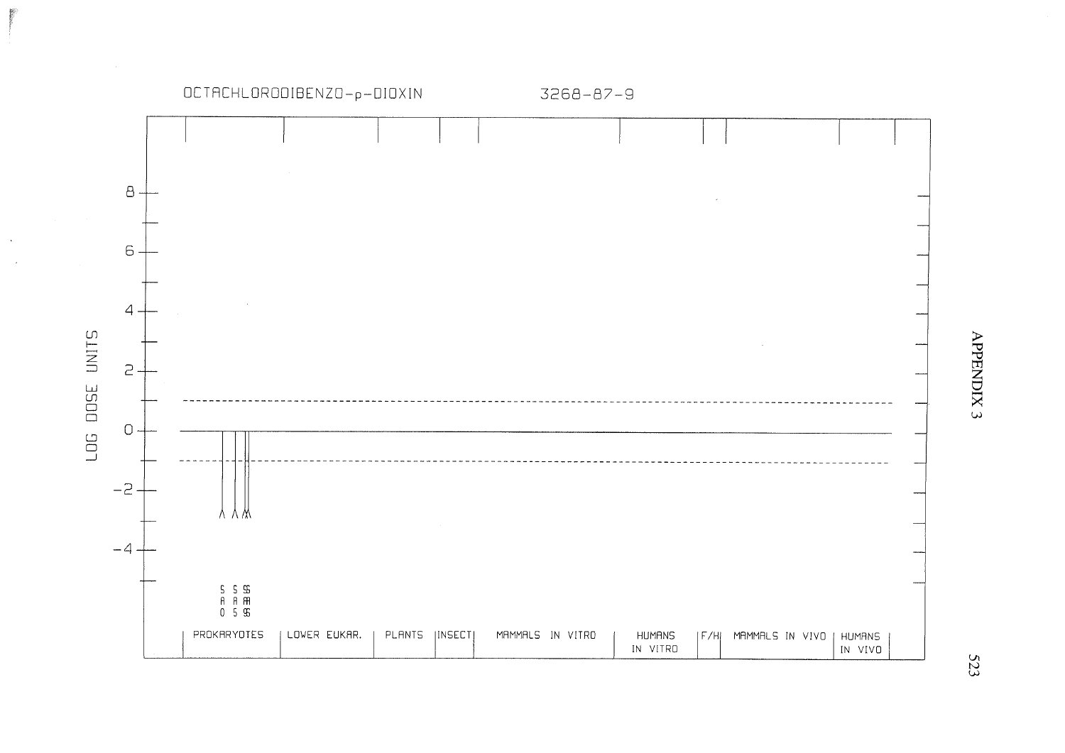OCTACHLORODIBENZO-p-DIOXIN 3268-87-9

LOG DOSE UNITS

8, 6, 4, 2, 0, −2, −4

SAO SA5 SA9 SA5

| PROKARYOTES | LOWER EUKAR. | PLANTS | INSECT | MAMMALS IN VITRO | HUMANS IN VITRO | F/H | MAMMALS IN VIVO | HUMANS IN VIVO |
|---|---|---|---|---|---|---|---|---|

APPENDIX 3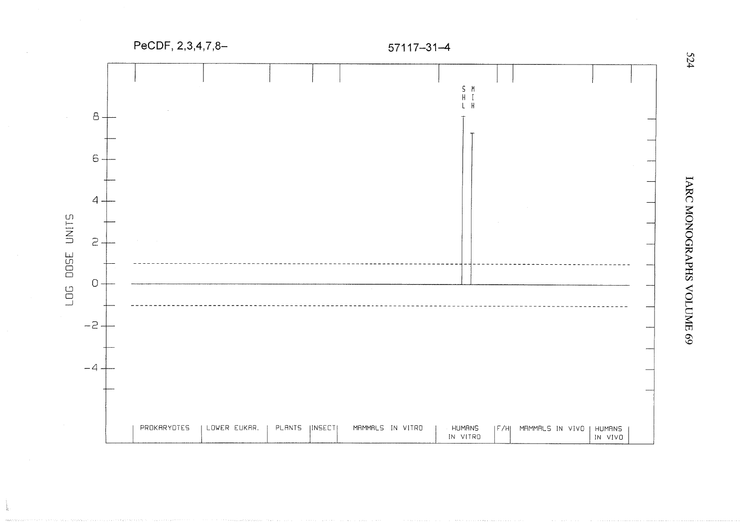PeCDF, 2,3,4,7,8– 57117–31–4

LOG DOSE UNITS

8
6
4
2
0
−2
−4

SHL
MIH

PROKARYOTES
LOWER EUKAR.
PLANTS
INSECT
MAMMALS IN VITRO
HUMANS IN VITRO
F/H
MAMMALS IN VIVO
HUMANS IN VIVO